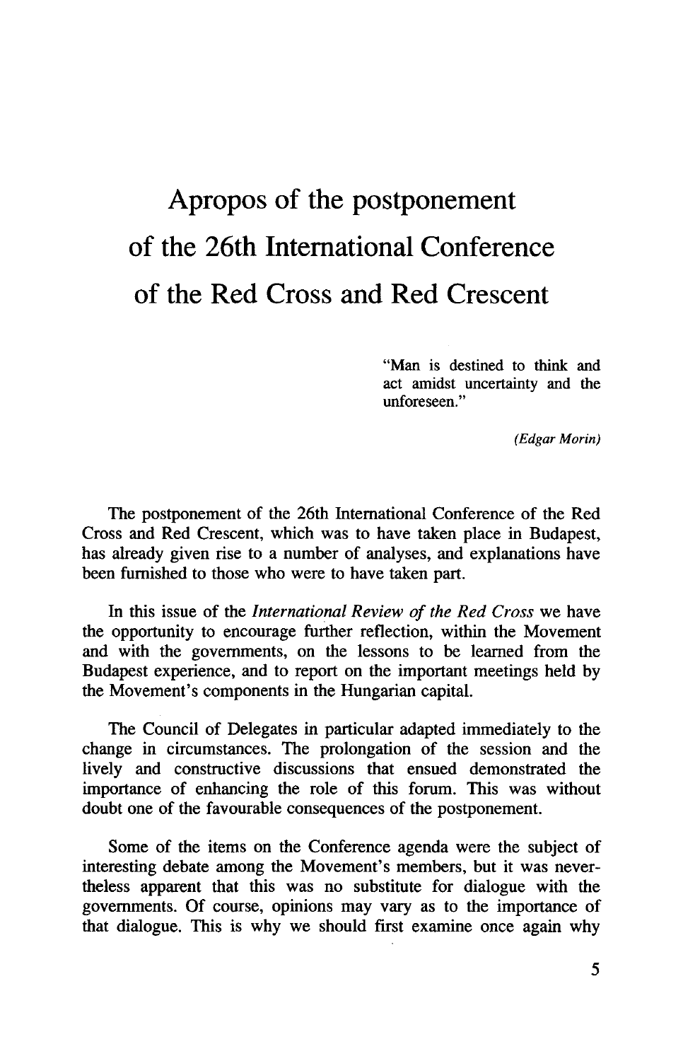# Apropos of the postponement of the 26th International Conference of the Red Cross and Red Crescent

> "Man is destined to think and act amidst uncertainty and the unforeseen."
>
> *(Edgar Morin)*

The postponement of the 26th International Conference of the Red Cross and Red Crescent, which was to have taken place in Budapest, has already given rise to a number of analyses, and explanations have been furnished to those who were to have taken part.

In this issue of the *International Review of the Red Cross* we have the opportunity to encourage further reflection, within the Movement and with the governments, on the lessons to be learned from the Budapest experience, and to report on the important meetings held by the Movement's components in the Hungarian capital.

The Council of Delegates in particular adapted immediately to the change in circumstances. The prolongation of the session and the lively and constructive discussions that ensued demonstrated the importance of enhancing the role of this forum. This was without doubt one of the favourable consequences of the postponement.

Some of the items on the Conference agenda were the subject of interesting debate among the Movement's members, but it was nevertheless apparent that this was no substitute for dialogue with the governments. Of course, opinions may vary as to the importance of that dialogue. This is why we should first examine once again why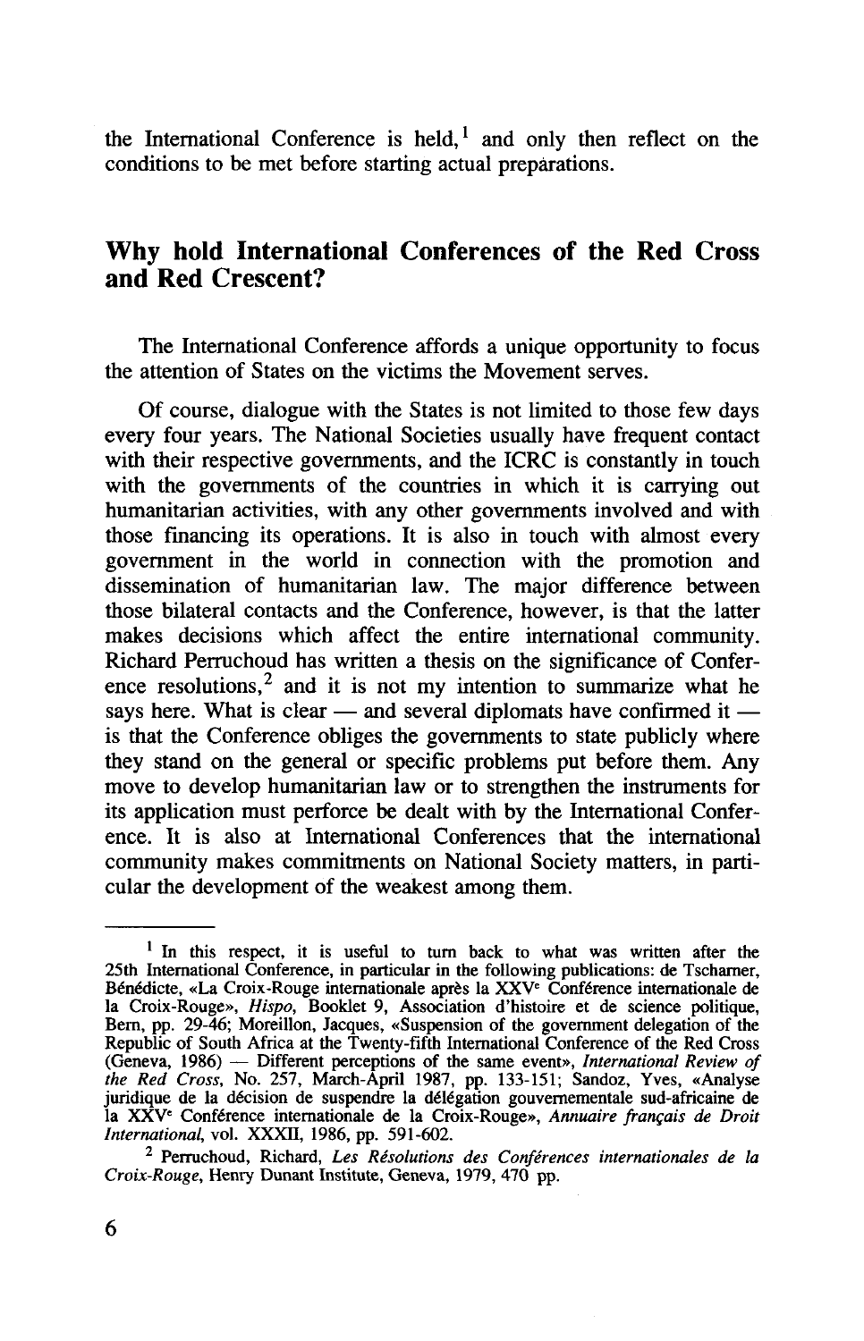the International Conference is held,[1] and only then reflect on the conditions to be met before starting actual preparations.

## Why hold International Conferences of the Red Cross and Red Crescent?

The International Conference affords a unique opportunity to focus the attention of States on the victims the Movement serves.

Of course, dialogue with the States is not limited to those few days every four years. The National Societies usually have frequent contact with their respective governments, and the ICRC is constantly in touch with the governments of the countries in which it is carrying out humanitarian activities, with any other governments involved and with those financing its operations. It is also in touch with almost every government in the world in connection with the promotion and dissemination of humanitarian law. The major difference between those bilateral contacts and the Conference, however, is that the latter makes decisions which affect the entire international community. Richard Perruchoud has written a thesis on the significance of Conference resolutions,[2] and it is not my intention to summarize what he says here. What is clear — and several diplomats have confirmed it — is that the Conference obliges the governments to state publicly where they stand on the general or specific problems put before them. Any move to develop humanitarian law or to strengthen the instruments for its application must perforce be dealt with by the International Conference. It is also at International Conferences that the international community makes commitments on National Society matters, in particular the development of the weakest among them.

---

[1] In this respect, it is useful to turn back to what was written after the 25th International Conference, in particular in the following publications: de Tscharner, Bénédicte, «La Croix-Rouge internationale après la XXV[e] Conférence internationale de la Croix-Rouge», *Hispo*, Booklet 9, Association d'histoire et de science politique, Bern, pp. 29-46; Moreillon, Jacques, «Suspension of the government delegation of the Republic of South Africa at the Twenty-fifth International Conference of the Red Cross (Geneva, 1986) — Different perceptions of the same event», *International Review of the Red Cross*, No. 257, March-April 1987, pp. 133-151; Sandoz, Yves, «Analyse juridique de la décision de suspendre la délégation gouvernementale sud-africaine de la XXV[e] Conférence internationale de la Croix-Rouge», *Annuaire français de Droit International*, vol. XXXII, 1986, pp. 591-602.

[2] Perruchoud, Richard, *Les Résolutions des Conférences internationales de la Croix-Rouge*, Henry Dunant Institute, Geneva, 1979, 470 pp.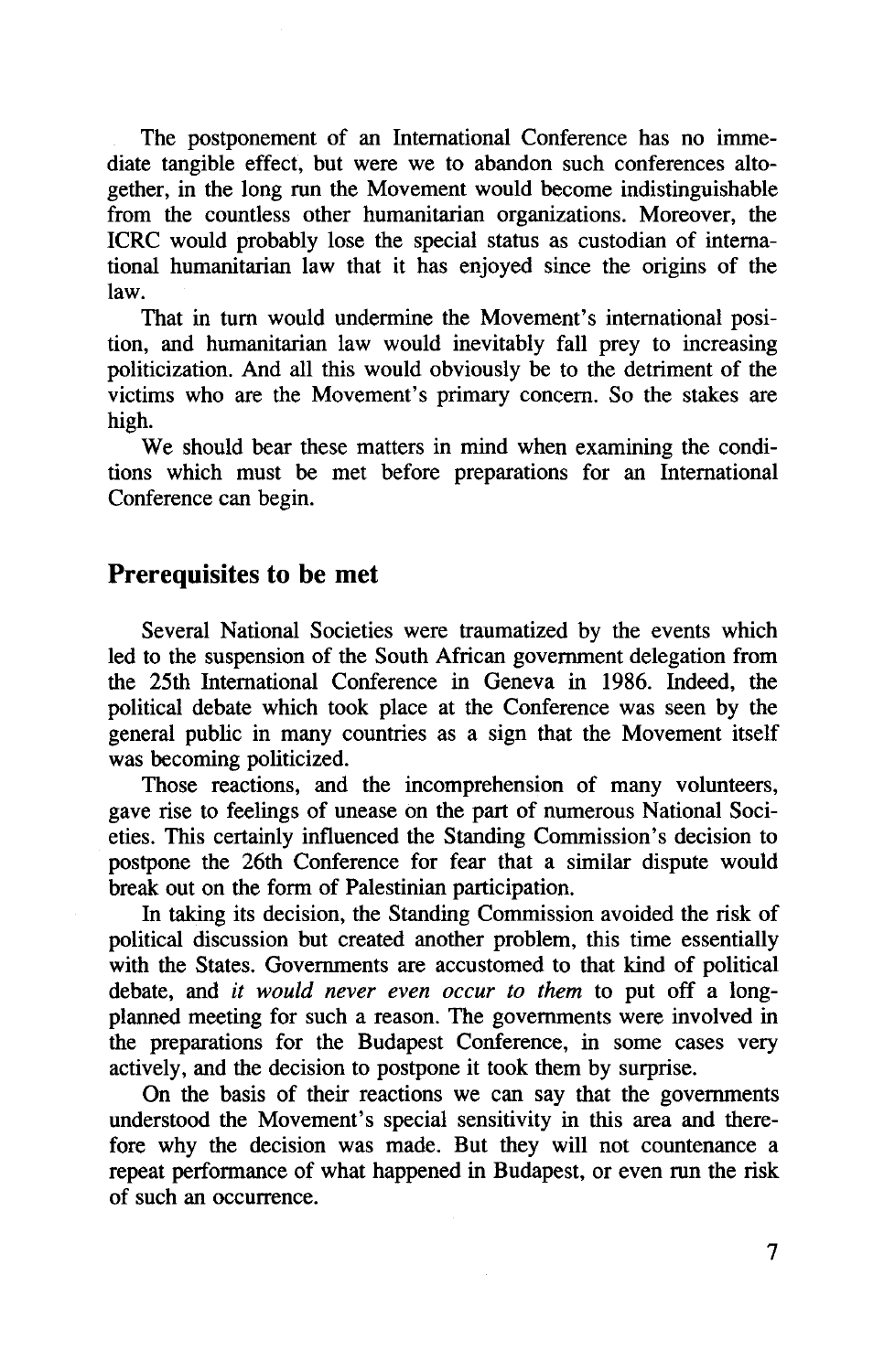The postponement of an International Conference has no immediate tangible effect, but were we to abandon such conferences altogether, in the long run the Movement would become indistinguishable from the countless other humanitarian organizations. Moreover, the ICRC would probably lose the special status as custodian of international humanitarian law that it has enjoyed since the origins of the law.

That in turn would undermine the Movement's international position, and humanitarian law would inevitably fall prey to increasing politicization. And all this would obviously be to the detriment of the victims who are the Movement's primary concern. So the stakes are high.

We should bear these matters in mind when examining the conditions which must be met before preparations for an International Conference can begin.

## Prerequisites to be met

Several National Societies were traumatized by the events which led to the suspension of the South African government delegation from the 25th International Conference in Geneva in 1986. Indeed, the political debate which took place at the Conference was seen by the general public in many countries as a sign that the Movement itself was becoming politicized.

Those reactions, and the incomprehension of many volunteers, gave rise to feelings of unease on the part of numerous National Societies. This certainly influenced the Standing Commission's decision to postpone the 26th Conference for fear that a similar dispute would break out on the form of Palestinian participation.

In taking its decision, the Standing Commission avoided the risk of political discussion but created another problem, this time essentially with the States. Governments are accustomed to that kind of political debate, and *it would never even occur to them* to put off a long-planned meeting for such a reason. The governments were involved in the preparations for the Budapest Conference, in some cases very actively, and the decision to postpone it took them by surprise.

On the basis of their reactions we can say that the governments understood the Movement's special sensitivity in this area and therefore why the decision was made. But they will not countenance a repeat performance of what happened in Budapest, or even run the risk of such an occurrence.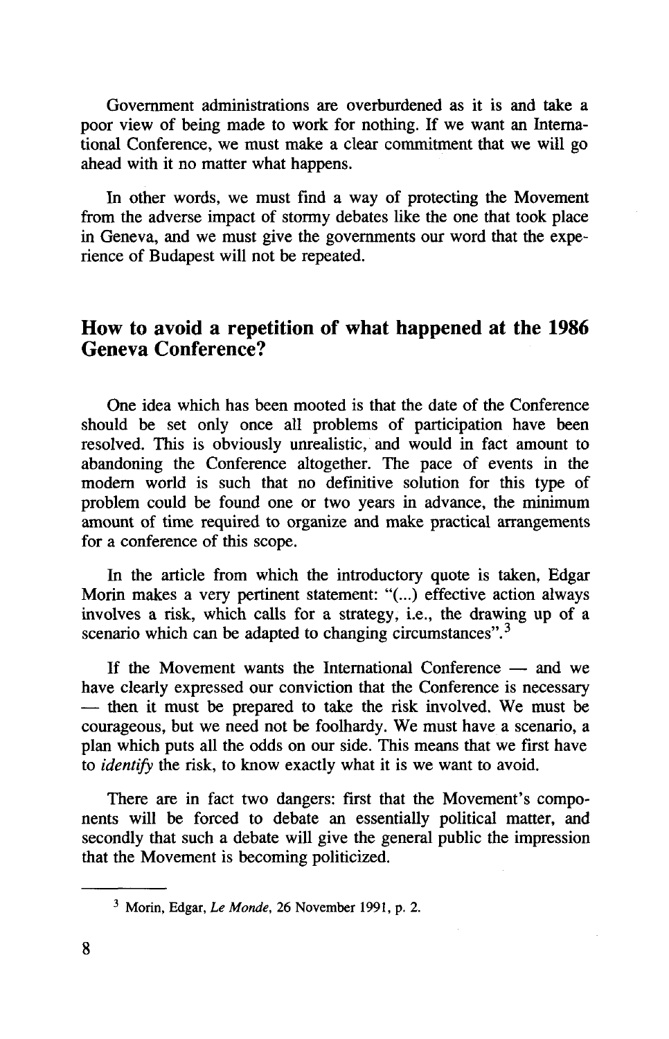Government administrations are overburdened as it is and take a poor view of being made to work for nothing. If we want an International Conference, we must make a clear commitment that we will go ahead with it no matter what happens.

In other words, we must find a way of protecting the Movement from the adverse impact of stormy debates like the one that took place in Geneva, and we must give the governments our word that the experience of Budapest will not be repeated.

## How to avoid a repetition of what happened at the 1986 Geneva Conference?

One idea which has been mooted is that the date of the Conference should be set only once all problems of participation have been resolved. This is obviously unrealistic, and would in fact amount to abandoning the Conference altogether. The pace of events in the modern world is such that no definitive solution for this type of problem could be found one or two years in advance, the minimum amount of time required to organize and make practical arrangements for a conference of this scope.

In the article from which the introductory quote is taken, Edgar Morin makes a very pertinent statement: "(...) effective action always involves a risk, which calls for a strategy, i.e., the drawing up of a scenario which can be adapted to changing circumstances".[3]

If the Movement wants the International Conference — and we have clearly expressed our conviction that the Conference is necessary — then it must be prepared to take the risk involved. We must be courageous, but we need not be foolhardy. We must have a scenario, a plan which puts all the odds on our side. This means that we first have to *identify* the risk, to know exactly what it is we want to avoid.

There are in fact two dangers: first that the Movement's components will be forced to debate an essentially political matter, and secondly that such a debate will give the general public the impression that the Movement is becoming politicized.

---

[3] Morin, Edgar, *Le Monde*, 26 November 1991, p. 2.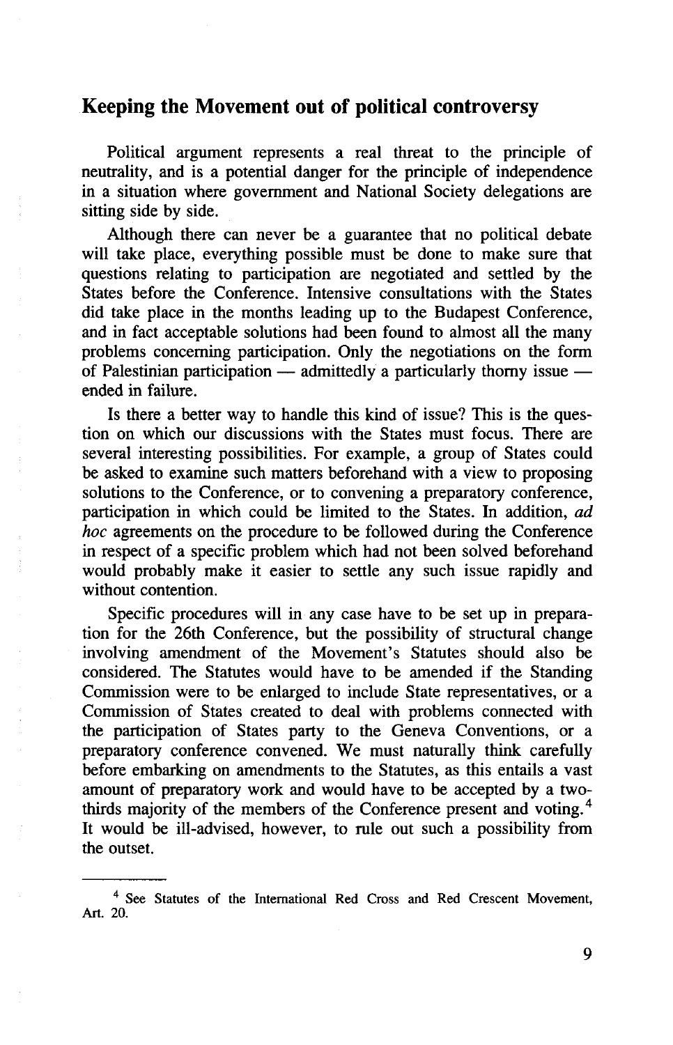## Keeping the Movement out of political controversy

Political argument represents a real threat to the principle of neutrality, and is a potential danger for the principle of independence in a situation where government and National Society delegations are sitting side by side.

Although there can never be a guarantee that no political debate will take place, everything possible must be done to make sure that questions relating to participation are negotiated and settled by the States before the Conference. Intensive consultations with the States did take place in the months leading up to the Budapest Conference, and in fact acceptable solutions had been found to almost all the many problems concerning participation. Only the negotiations on the form of Palestinian participation — admittedly a particularly thorny issue — ended in failure.

Is there a better way to handle this kind of issue? This is the question on which our discussions with the States must focus. There are several interesting possibilities. For example, a group of States could be asked to examine such matters beforehand with a view to proposing solutions to the Conference, or to convening a preparatory conference, participation in which could be limited to the States. In addition, *ad hoc* agreements on the procedure to be followed during the Conference in respect of a specific problem which had not been solved beforehand would probably make it easier to settle any such issue rapidly and without contention.

Specific procedures will in any case have to be set up in preparation for the 26th Conference, but the possibility of structural change involving amendment of the Movement's Statutes should also be considered. The Statutes would have to be amended if the Standing Commission were to be enlarged to include State representatives, or a Commission of States created to deal with problems connected with the participation of States party to the Geneva Conventions, or a preparatory conference convened. We must naturally think carefully before embarking on amendments to the Statutes, as this entails a vast amount of preparatory work and would have to be accepted by a two-thirds majority of the members of the Conference present and voting.[4] It would be ill-advised, however, to rule out such a possibility from the outset.

---

[4] See Statutes of the International Red Cross and Red Crescent Movement, Art. 20.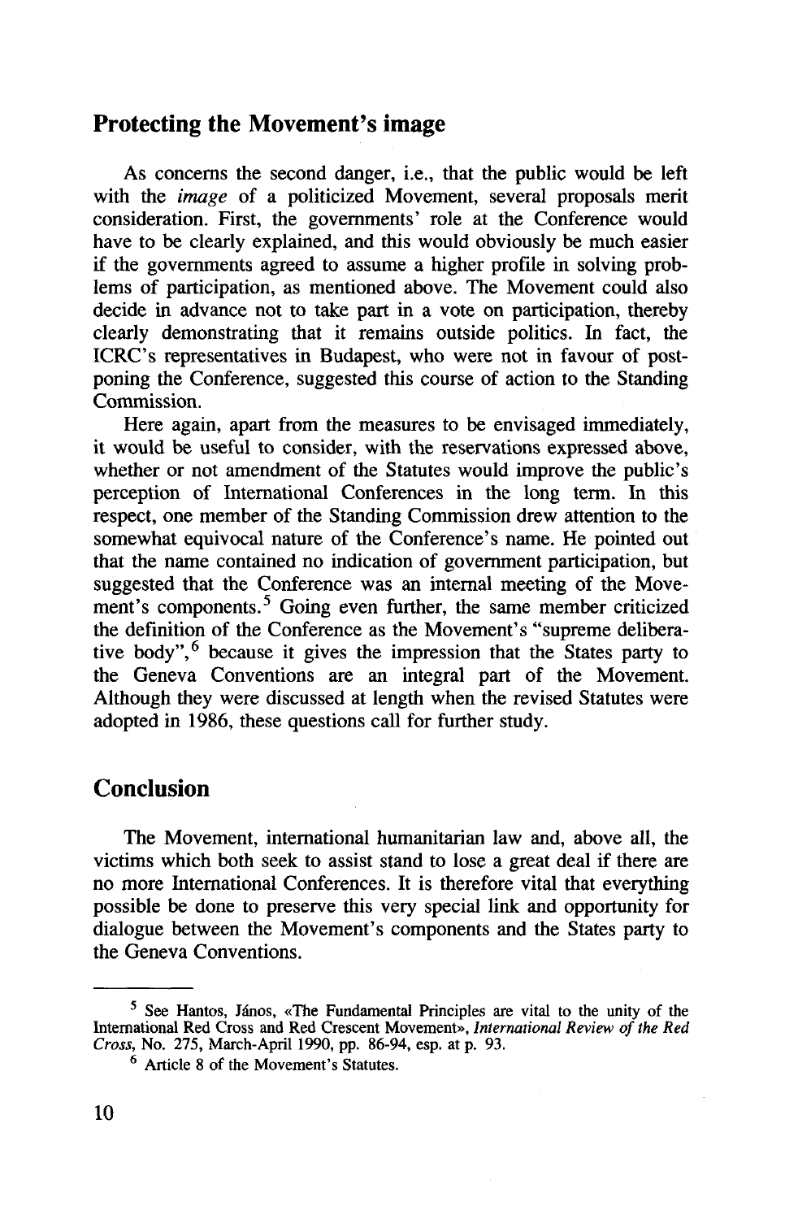## Protecting the Movement's image

As concerns the second danger, i.e., that the public would be left with the *image* of a politicized Movement, several proposals merit consideration. First, the governments' role at the Conference would have to be clearly explained, and this would obviously be much easier if the governments agreed to assume a higher profile in solving problems of participation, as mentioned above. The Movement could also decide in advance not to take part in a vote on participation, thereby clearly demonstrating that it remains outside politics. In fact, the ICRC's representatives in Budapest, who were not in favour of postponing the Conference, suggested this course of action to the Standing Commission.

Here again, apart from the measures to be envisaged immediately, it would be useful to consider, with the reservations expressed above, whether or not amendment of the Statutes would improve the public's perception of International Conferences in the long term. In this respect, one member of the Standing Commission drew attention to the somewhat equivocal nature of the Conference's name. He pointed out that the name contained no indication of government participation, but suggested that the Conference was an internal meeting of the Movement's components.[5] Going even further, the same member criticized the definition of the Conference as the Movement's "supreme deliberative body",[6] because it gives the impression that the States party to the Geneva Conventions are an integral part of the Movement. Although they were discussed at length when the revised Statutes were adopted in 1986, these questions call for further study.

## Conclusion

The Movement, international humanitarian law and, above all, the victims which both seek to assist stand to lose a great deal if there are no more International Conferences. It is therefore vital that everything possible be done to preserve this very special link and opportunity for dialogue between the Movement's components and the States party to the Geneva Conventions.

---

[5] See Hantos, János, «The Fundamental Principles are vital to the unity of the International Red Cross and Red Crescent Movement», *International Review of the Red Cross*, No. 275, March-April 1990, pp. 86-94, esp. at p. 93.

[6] Article 8 of the Movement's Statutes.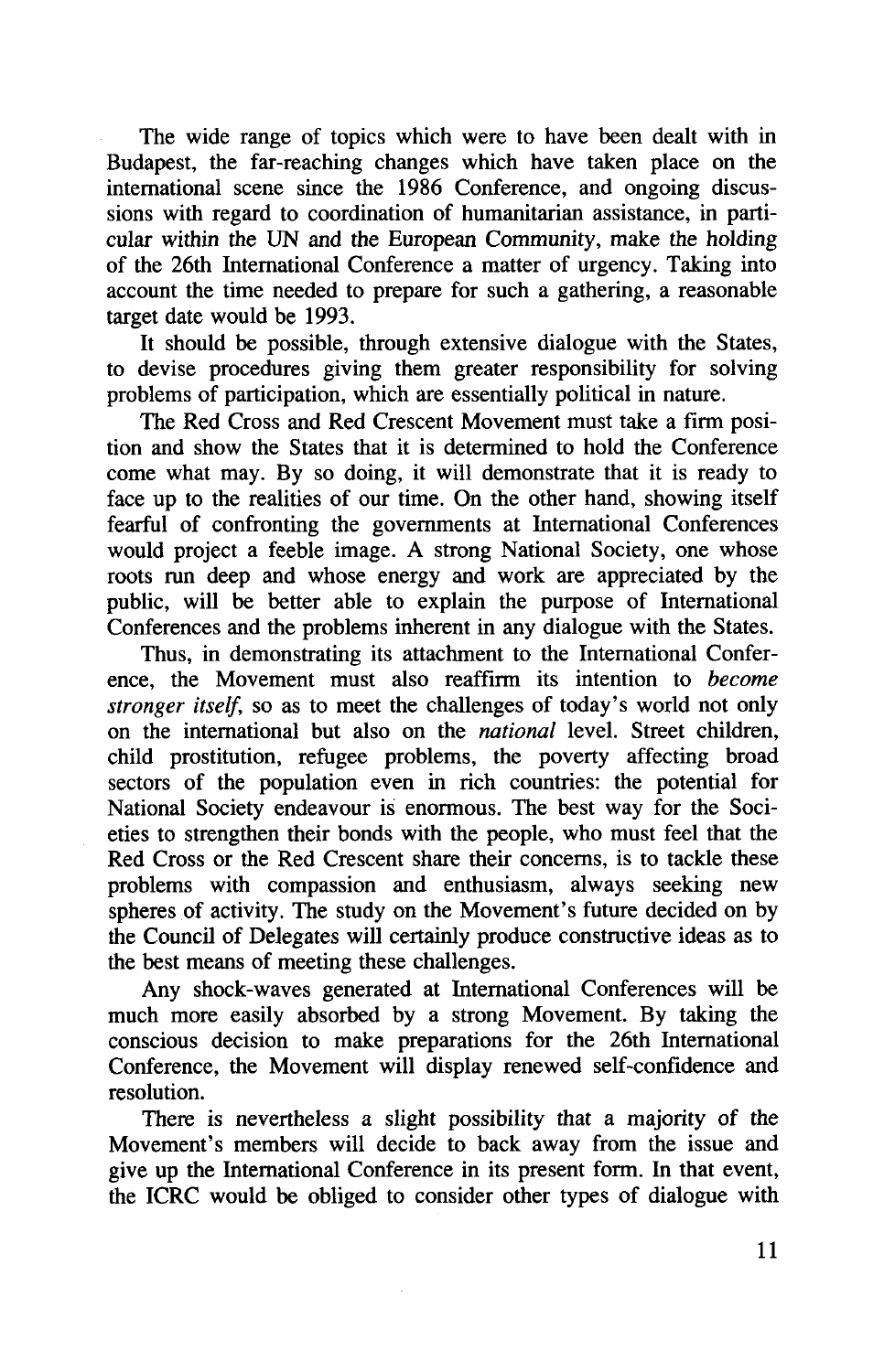The wide range of topics which were to have been dealt with in Budapest, the far-reaching changes which have taken place on the international scene since the 1986 Conference, and ongoing discussions with regard to coordination of humanitarian assistance, in particular within the UN and the European Community, make the holding of the 26th International Conference a matter of urgency. Taking into account the time needed to prepare for such a gathering, a reasonable target date would be 1993.

It should be possible, through extensive dialogue with the States, to devise procedures giving them greater responsibility for solving problems of participation, which are essentially political in nature.

The Red Cross and Red Crescent Movement must take a firm position and show the States that it is determined to hold the Conference come what may. By so doing, it will demonstrate that it is ready to face up to the realities of our time. On the other hand, showing itself fearful of confronting the governments at International Conferences would project a feeble image. A strong National Society, one whose roots run deep and whose energy and work are appreciated by the public, will be better able to explain the purpose of International Conferences and the problems inherent in any dialogue with the States.

Thus, in demonstrating its attachment to the International Conference, the Movement must also reaffirm its intention to *become stronger itself*, so as to meet the challenges of today's world not only on the international but also on the *national* level. Street children, child prostitution, refugee problems, the poverty affecting broad sectors of the population even in rich countries: the potential for National Society endeavour is enormous. The best way for the Societies to strengthen their bonds with the people, who must feel that the Red Cross or the Red Crescent share their concerns, is to tackle these problems with compassion and enthusiasm, always seeking new spheres of activity. The study on the Movement's future decided on by the Council of Delegates will certainly produce constructive ideas as to the best means of meeting these challenges.

Any shock-waves generated at International Conferences will be much more easily absorbed by a strong Movement. By taking the conscious decision to make preparations for the 26th International Conference, the Movement will display renewed self-confidence and resolution.

There is nevertheless a slight possibility that a majority of the Movement's members will decide to back away from the issue and give up the International Conference in its present form. In that event, the ICRC would be obliged to consider other types of dialogue with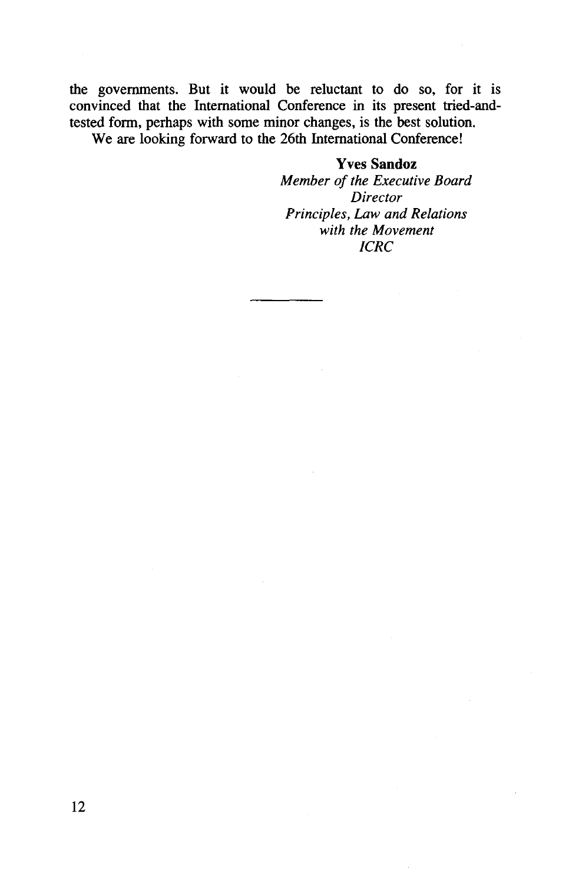the governments. But it would be reluctant to do so, for it is convinced that the International Conference in its present tried-and-tested form, perhaps with some minor changes, is the best solution.

We are looking forward to the 26th International Conference!

**Yves Sandoz**
*Member of the Executive Board*
*Director*
*Principles, Law and Relations with the Movement*
*ICRC*